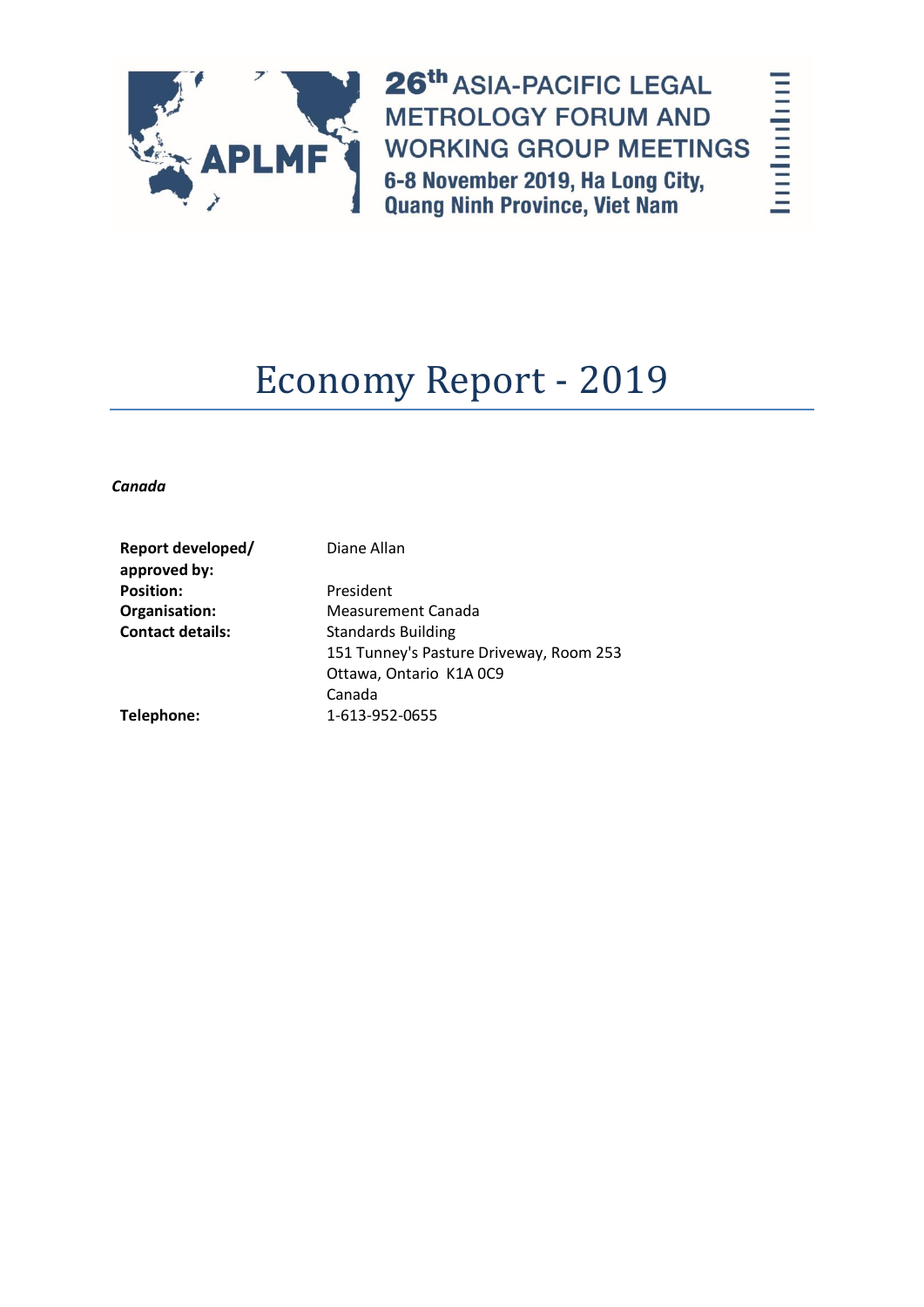**26th ASIA-PACIFIC LEGAL METROLOGY FORUM AND WORKING GROUP MEETINGS**
**6-8 November 2019, Ha Long City, Quang Ninh Province, Viet Nam**

# Economy Report - 2019

***Canada***

| | |
|---|---|
| **Report developed/ approved by:** | Diane Allan |
| **Position:** | President |
| **Organisation:** | Measurement Canada |
| **Contact details:** | Standards Building<br>151 Tunney's Pasture Driveway, Room 253<br>Ottawa, Ontario K1A 0C9<br>Canada |
| **Telephone:** | 1-613-952-0655 |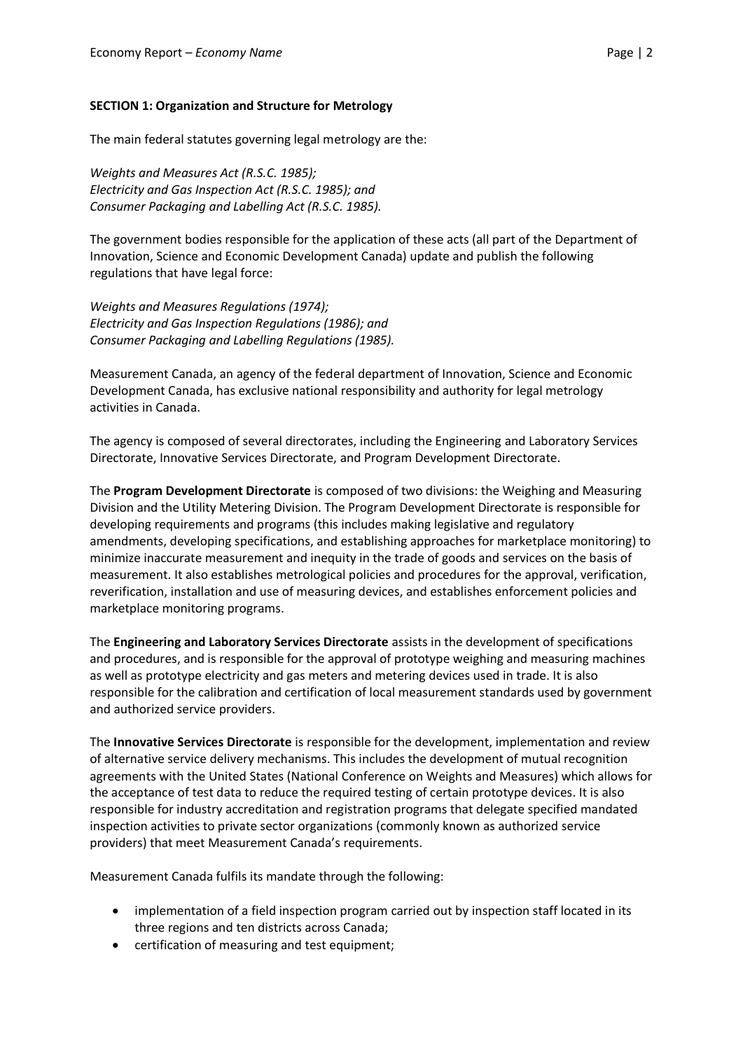**SECTION 1: Organization and Structure for Metrology**

The main federal statutes governing legal metrology are the:

*Weights and Measures Act (R.S.C. 1985);*
*Electricity and Gas Inspection Act (R.S.C. 1985); and*
*Consumer Packaging and Labelling Act (R.S.C. 1985).*

The government bodies responsible for the application of these acts (all part of the Department of Innovation, Science and Economic Development Canada) update and publish the following regulations that have legal force:

*Weights and Measures Regulations (1974);*
*Electricity and Gas Inspection Regulations (1986); and*
*Consumer Packaging and Labelling Regulations (1985).*

Measurement Canada, an agency of the federal department of Innovation, Science and Economic Development Canada, has exclusive national responsibility and authority for legal metrology activities in Canada.

The agency is composed of several directorates, including the Engineering and Laboratory Services Directorate, Innovative Services Directorate, and Program Development Directorate.

The **Program Development Directorate** is composed of two divisions: the Weighing and Measuring Division and the Utility Metering Division. The Program Development Directorate is responsible for developing requirements and programs (this includes making legislative and regulatory amendments, developing specifications, and establishing approaches for marketplace monitoring) to minimize inaccurate measurement and inequity in the trade of goods and services on the basis of measurement. It also establishes metrological policies and procedures for the approval, verification, reverification, installation and use of measuring devices, and establishes enforcement policies and marketplace monitoring programs.

The **Engineering and Laboratory Services Directorate** assists in the development of specifications and procedures, and is responsible for the approval of prototype weighing and measuring machines as well as prototype electricity and gas meters and metering devices used in trade. It is also responsible for the calibration and certification of local measurement standards used by government and authorized service providers.

The **Innovative Services Directorate** is responsible for the development, implementation and review of alternative service delivery mechanisms. This includes the development of mutual recognition agreements with the United States (National Conference on Weights and Measures) which allows for the acceptance of test data to reduce the required testing of certain prototype devices. It is also responsible for industry accreditation and registration programs that delegate specified mandated inspection activities to private sector organizations (commonly known as authorized service providers) that meet Measurement Canada's requirements.

Measurement Canada fulfils its mandate through the following:

- implementation of a field inspection program carried out by inspection staff located in its three regions and ten districts across Canada;
- certification of measuring and test equipment;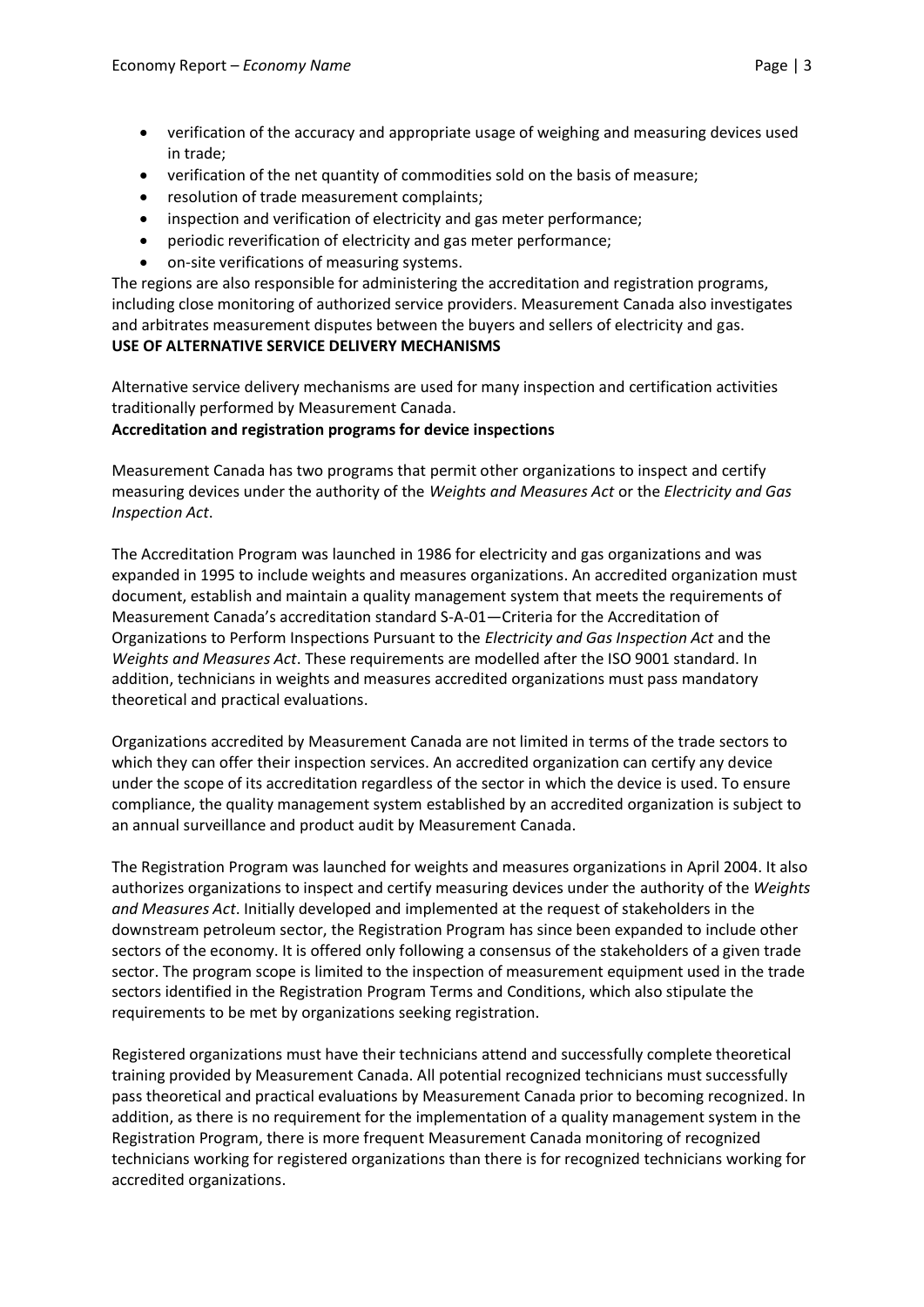- verification of the accuracy and appropriate usage of weighing and measuring devices used in trade;
- verification of the net quantity of commodities sold on the basis of measure;
- resolution of trade measurement complaints;
- inspection and verification of electricity and gas meter performance;
- periodic reverification of electricity and gas meter performance;
- on-site verifications of measuring systems.

The regions are also responsible for administering the accreditation and registration programs, including close monitoring of authorized service providers. Measurement Canada also investigates and arbitrates measurement disputes between the buyers and sellers of electricity and gas.

## USE OF ALTERNATIVE SERVICE DELIVERY MECHANISMS

Alternative service delivery mechanisms are used for many inspection and certification activities traditionally performed by Measurement Canada.

### Accreditation and registration programs for device inspections

Measurement Canada has two programs that permit other organizations to inspect and certify measuring devices under the authority of the *Weights and Measures Act* or the *Electricity and Gas Inspection Act*.

The Accreditation Program was launched in 1986 for electricity and gas organizations and was expanded in 1995 to include weights and measures organizations. An accredited organization must document, establish and maintain a quality management system that meets the requirements of Measurement Canada's accreditation standard S-A-01—Criteria for the Accreditation of Organizations to Perform Inspections Pursuant to the *Electricity and Gas Inspection Act* and the *Weights and Measures Act*. These requirements are modelled after the ISO 9001 standard. In addition, technicians in weights and measures accredited organizations must pass mandatory theoretical and practical evaluations.

Organizations accredited by Measurement Canada are not limited in terms of the trade sectors to which they can offer their inspection services. An accredited organization can certify any device under the scope of its accreditation regardless of the sector in which the device is used. To ensure compliance, the quality management system established by an accredited organization is subject to an annual surveillance and product audit by Measurement Canada.

The Registration Program was launched for weights and measures organizations in April 2004. It also authorizes organizations to inspect and certify measuring devices under the authority of the *Weights and Measures Act*. Initially developed and implemented at the request of stakeholders in the downstream petroleum sector, the Registration Program has since been expanded to include other sectors of the economy. It is offered only following a consensus of the stakeholders of a given trade sector. The program scope is limited to the inspection of measurement equipment used in the trade sectors identified in the Registration Program Terms and Conditions, which also stipulate the requirements to be met by organizations seeking registration.

Registered organizations must have their technicians attend and successfully complete theoretical training provided by Measurement Canada. All potential recognized technicians must successfully pass theoretical and practical evaluations by Measurement Canada prior to becoming recognized. In addition, as there is no requirement for the implementation of a quality management system in the Registration Program, there is more frequent Measurement Canada monitoring of recognized technicians working for registered organizations than there is for recognized technicians working for accredited organizations.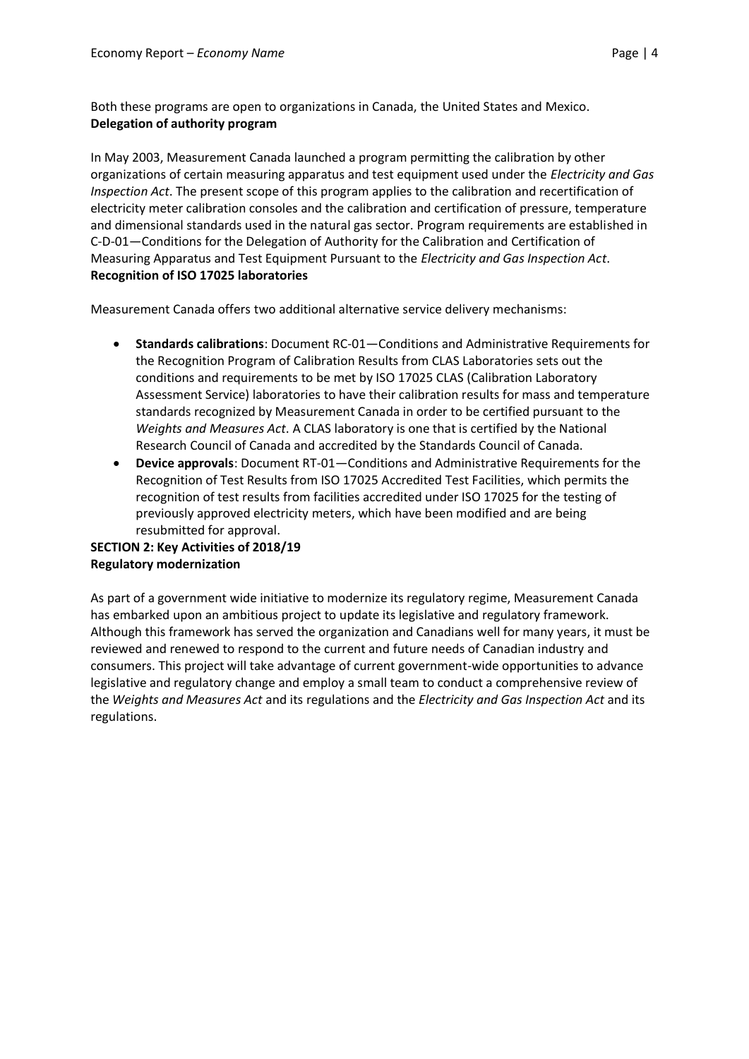Both these programs are open to organizations in Canada, the United States and Mexico.

**Delegation of authority program**

In May 2003, Measurement Canada launched a program permitting the calibration by other organizations of certain measuring apparatus and test equipment used under the *Electricity and Gas Inspection Act*. The present scope of this program applies to the calibration and recertification of electricity meter calibration consoles and the calibration and certification of pressure, temperature and dimensional standards used in the natural gas sector. Program requirements are established in C-D-01—Conditions for the Delegation of Authority for the Calibration and Certification of Measuring Apparatus and Test Equipment Pursuant to the *Electricity and Gas Inspection Act*.

**Recognition of ISO 17025 laboratories**

Measurement Canada offers two additional alternative service delivery mechanisms:

- **Standards calibrations**: Document RC-01—Conditions and Administrative Requirements for the Recognition Program of Calibration Results from CLAS Laboratories sets out the conditions and requirements to be met by ISO 17025 CLAS (Calibration Laboratory Assessment Service) laboratories to have their calibration results for mass and temperature standards recognized by Measurement Canada in order to be certified pursuant to the *Weights and Measures Act*. A CLAS laboratory is one that is certified by the National Research Council of Canada and accredited by the Standards Council of Canada.
- **Device approvals**: Document RT-01—Conditions and Administrative Requirements for the Recognition of Test Results from ISO 17025 Accredited Test Facilities, which permits the recognition of test results from facilities accredited under ISO 17025 for the testing of previously approved electricity meters, which have been modified and are being resubmitted for approval.

## SECTION 2: Key Activities of 2018/19

**Regulatory modernization**

As part of a government wide initiative to modernize its regulatory regime, Measurement Canada has embarked upon an ambitious project to update its legislative and regulatory framework. Although this framework has served the organization and Canadians well for many years, it must be reviewed and renewed to respond to the current and future needs of Canadian industry and consumers. This project will take advantage of current government-wide opportunities to advance legislative and regulatory change and employ a small team to conduct a comprehensive review of the *Weights and Measures Act* and its regulations and the *Electricity and Gas Inspection Act* and its regulations.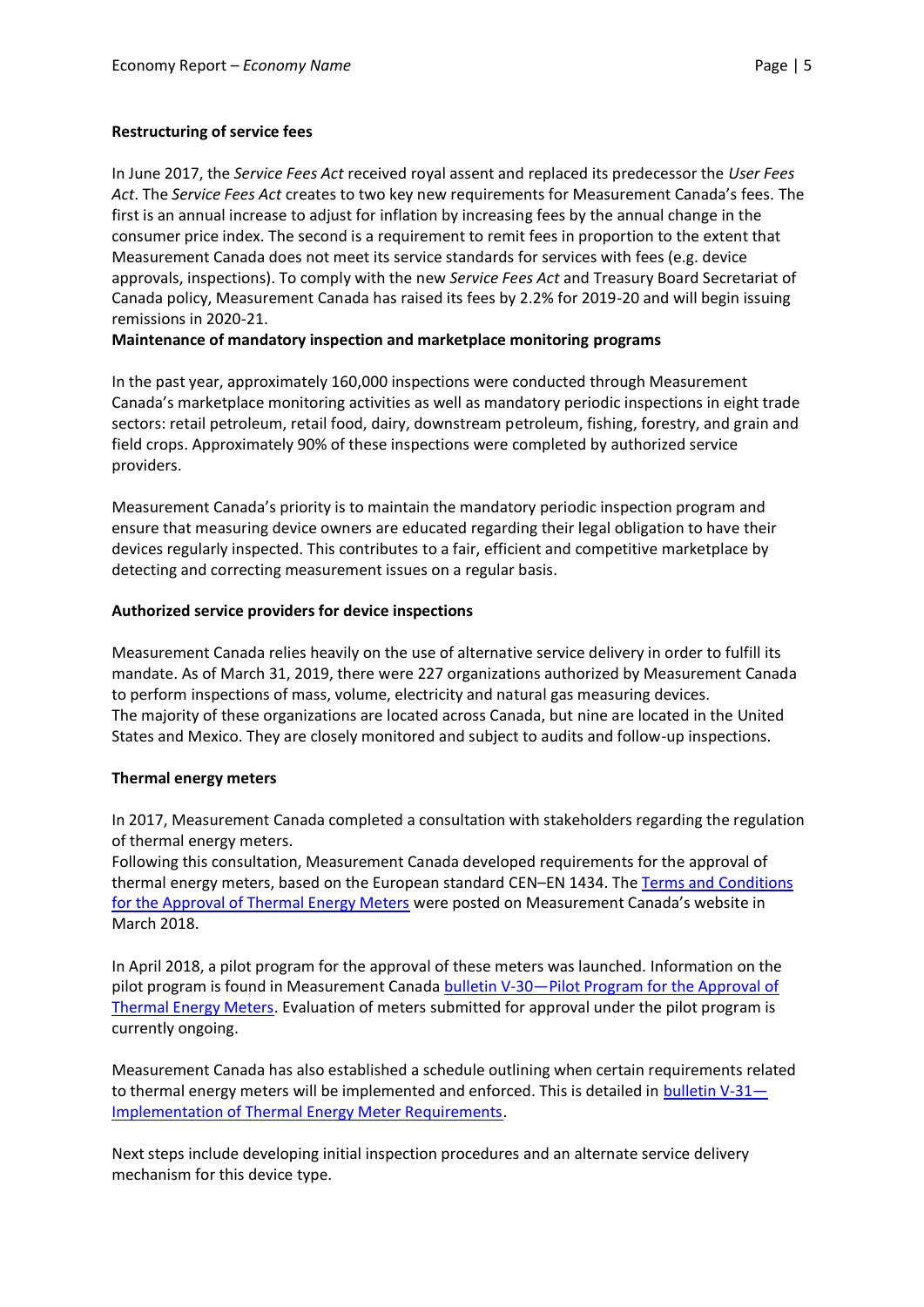**Restructuring of service fees**

In June 2017, the *Service Fees Act* received royal assent and replaced its predecessor the *User Fees Act*. The *Service Fees Act* creates to two key new requirements for Measurement Canada's fees. The first is an annual increase to adjust for inflation by increasing fees by the annual change in the consumer price index. The second is a requirement to remit fees in proportion to the extent that Measurement Canada does not meet its service standards for services with fees (e.g. device approvals, inspections). To comply with the new *Service Fees Act* and Treasury Board Secretariat of Canada policy, Measurement Canada has raised its fees by 2.2% for 2019-20 and will begin issuing remissions in 2020-21.

**Maintenance of mandatory inspection and marketplace monitoring programs**

In the past year, approximately 160,000 inspections were conducted through Measurement Canada's marketplace monitoring activities as well as mandatory periodic inspections in eight trade sectors: retail petroleum, retail food, dairy, downstream petroleum, fishing, forestry, and grain and field crops. Approximately 90% of these inspections were completed by authorized service providers.

Measurement Canada's priority is to maintain the mandatory periodic inspection program and ensure that measuring device owners are educated regarding their legal obligation to have their devices regularly inspected. This contributes to a fair, efficient and competitive marketplace by detecting and correcting measurement issues on a regular basis.

**Authorized service providers for device inspections**

Measurement Canada relies heavily on the use of alternative service delivery in order to fulfill its mandate. As of March 31, 2019, there were 227 organizations authorized by Measurement Canada to perform inspections of mass, volume, electricity and natural gas measuring devices. The majority of these organizations are located across Canada, but nine are located in the United States and Mexico. They are closely monitored and subject to audits and follow-up inspections.

**Thermal energy meters**

In 2017, Measurement Canada completed a consultation with stakeholders regarding the regulation of thermal energy meters.
Following this consultation, Measurement Canada developed requirements for the approval of thermal energy meters, based on the European standard CEN–EN 1434. The Terms and Conditions for the Approval of Thermal Energy Meters were posted on Measurement Canada's website in March 2018.

In April 2018, a pilot program for the approval of these meters was launched. Information on the pilot program is found in Measurement Canada bulletin V-30—Pilot Program for the Approval of Thermal Energy Meters. Evaluation of meters submitted for approval under the pilot program is currently ongoing.

Measurement Canada has also established a schedule outlining when certain requirements related to thermal energy meters will be implemented and enforced. This is detailed in bulletin V-31—Implementation of Thermal Energy Meter Requirements.

Next steps include developing initial inspection procedures and an alternate service delivery mechanism for this device type.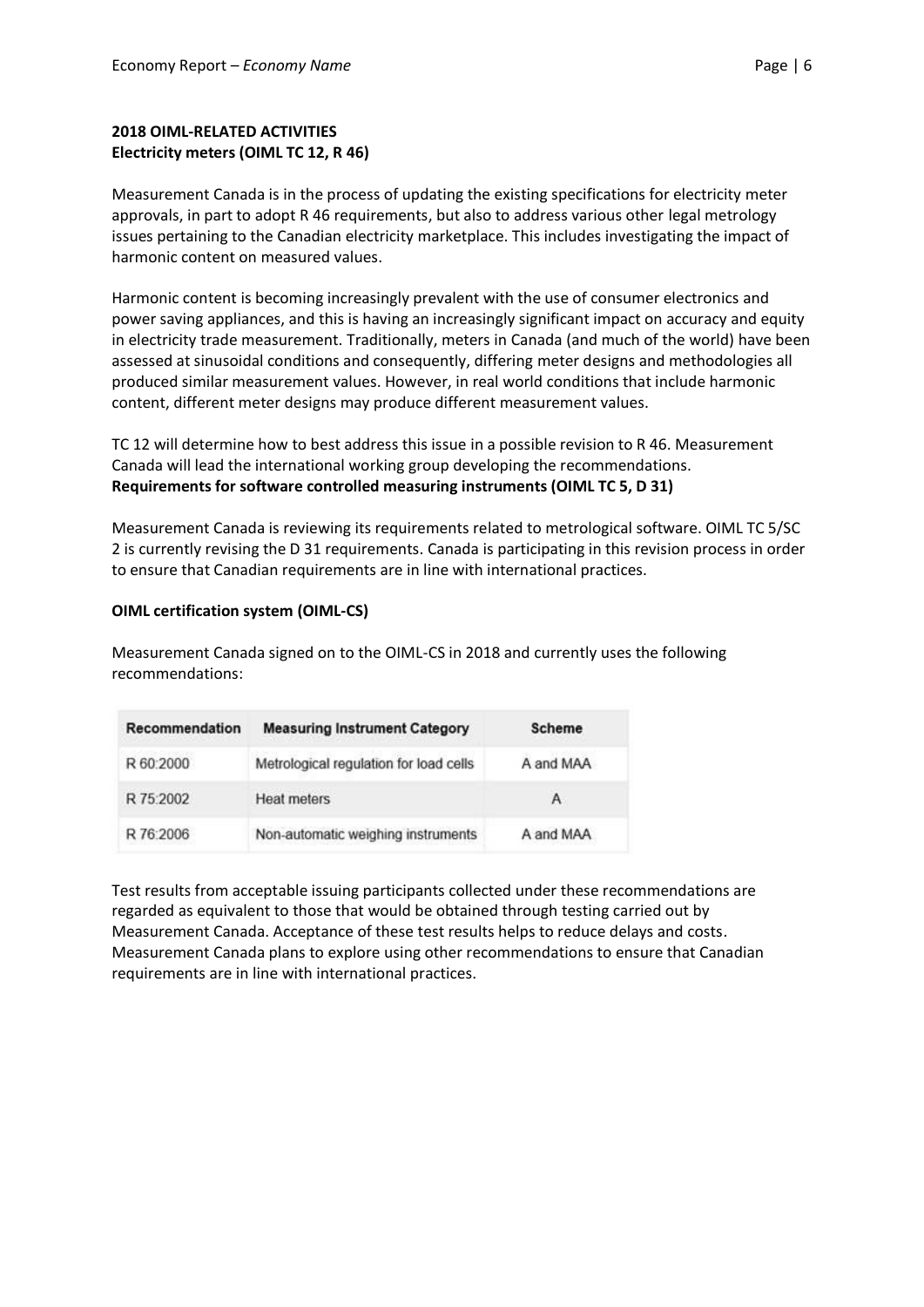**2018 OIML-RELATED ACTIVITIES**
**Electricity meters (OIML TC 12, R 46)**

Measurement Canada is in the process of updating the existing specifications for electricity meter approvals, in part to adopt R 46 requirements, but also to address various other legal metrology issues pertaining to the Canadian electricity marketplace. This includes investigating the impact of harmonic content on measured values.

Harmonic content is becoming increasingly prevalent with the use of consumer electronics and power saving appliances, and this is having an increasingly significant impact on accuracy and equity in electricity trade measurement. Traditionally, meters in Canada (and much of the world) have been assessed at sinusoidal conditions and consequently, differing meter designs and methodologies all produced similar measurement values. However, in real world conditions that include harmonic content, different meter designs may produce different measurement values.

TC 12 will determine how to best address this issue in a possible revision to R 46. Measurement Canada will lead the international working group developing the recommendations.

**Requirements for software controlled measuring instruments (OIML TC 5, D 31)**

Measurement Canada is reviewing its requirements related to metrological software. OIML TC 5/SC 2 is currently revising the D 31 requirements. Canada is participating in this revision process in order to ensure that Canadian requirements are in line with international practices.

**OIML certification system (OIML-CS)**

Measurement Canada signed on to the OIML-CS in 2018 and currently uses the following recommendations:

| Recommendation | Measuring Instrument Category | Scheme |
|---|---|---|
| R 60:2000 | Metrological regulation for load cells | A and MAA |
| R 75:2002 | Heat meters | A |
| R 76:2006 | Non-automatic weighing instruments | A and MAA |

Test results from acceptable issuing participants collected under these recommendations are regarded as equivalent to those that would be obtained through testing carried out by Measurement Canada. Acceptance of these test results helps to reduce delays and costs. Measurement Canada plans to explore using other recommendations to ensure that Canadian requirements are in line with international practices.